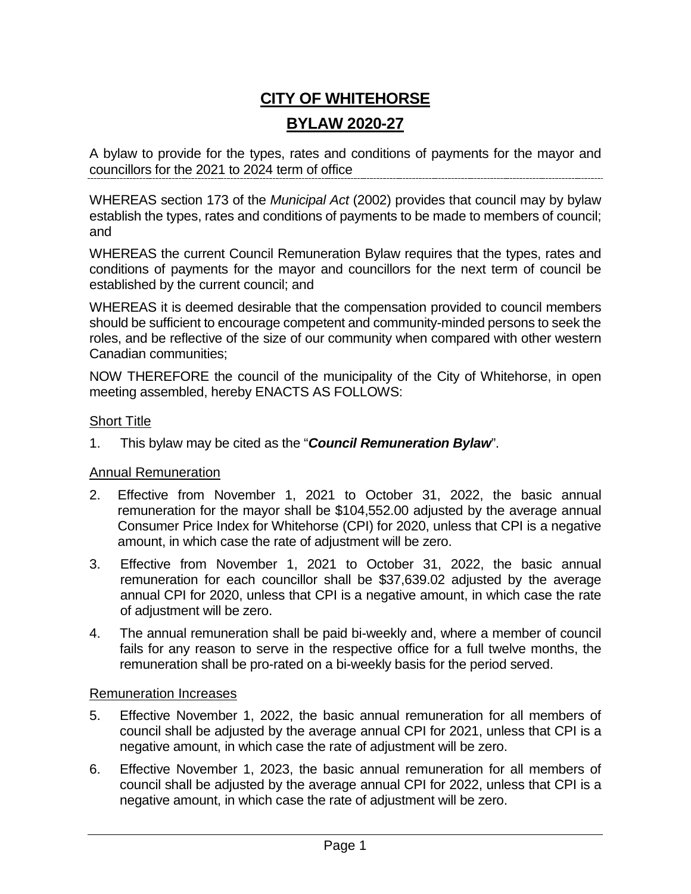# CITY OF WHITEHORSE

# BYLAW 2020-27

A bylaw to provide for the types, rates and conditions of payments for the mayor and councillors for the 2021 to 2024 term of office

---

WHEREAS section 173 of the *Municipal Act* (2002) provides that council may by bylaw establish the types, rates and conditions of payments to be made to members of council; and

WHEREAS the current Council Remuneration Bylaw requires that the types, rates and conditions of payments for the mayor and councillors for the next term of council be established by the current council; and

WHEREAS it is deemed desirable that the compensation provided to council members should be sufficient to encourage competent and community-minded persons to seek the roles, and be reflective of the size of our community when compared with other western Canadian communities;

NOW THEREFORE the council of the municipality of the City of Whitehorse, in open meeting assembled, hereby ENACTS AS FOLLOWS:

## Short Title

1. This bylaw may be cited as the "***Council Remuneration Bylaw***".

## Annual Remuneration

2. Effective from November 1, 2021 to October 31, 2022, the basic annual remuneration for the mayor shall be $104,552.00 adjusted by the average annual Consumer Price Index for Whitehorse (CPI) for 2020, unless that CPI is a negative amount, in which case the rate of adjustment will be zero.
3. Effective from November 1, 2021 to October 31, 2022, the basic annual remuneration for each councillor shall be $37,639.02 adjusted by the average annual CPI for 2020, unless that CPI is a negative amount, in which case the rate of adjustment will be zero.
4. The annual remuneration shall be paid bi-weekly and, where a member of council fails for any reason to serve in the respective office for a full twelve months, the remuneration shall be pro-rated on a bi-weekly basis for the period served.

## Remuneration Increases

5. Effective November 1, 2022, the basic annual remuneration for all members of council shall be adjusted by the average annual CPI for 2021, unless that CPI is a negative amount, in which case the rate of adjustment will be zero.
6. Effective November 1, 2023, the basic annual remuneration for all members of council shall be adjusted by the average annual CPI for 2022, unless that CPI is a negative amount, in which case the rate of adjustment will be zero.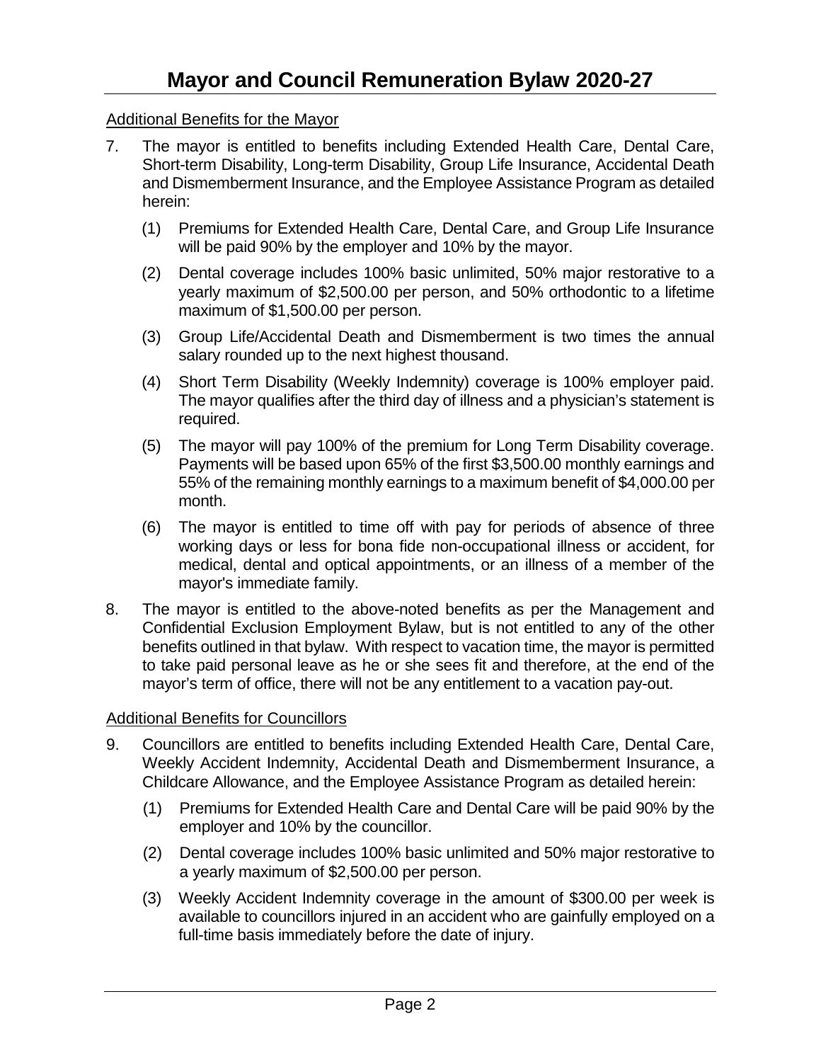## Additional Benefits for the Mayor

7. The mayor is entitled to benefits including Extended Health Care, Dental Care, Short-term Disability, Long-term Disability, Group Life Insurance, Accidental Death and Dismemberment Insurance, and the Employee Assistance Program as detailed herein:

   (1) Premiums for Extended Health Care, Dental Care, and Group Life Insurance will be paid 90% by the employer and 10% by the mayor.

   (2) Dental coverage includes 100% basic unlimited, 50% major restorative to a yearly maximum of $2,500.00 per person, and 50% orthodontic to a lifetime maximum of $1,500.00 per person.

   (3) Group Life/Accidental Death and Dismemberment is two times the annual salary rounded up to the next highest thousand.

   (4) Short Term Disability (Weekly Indemnity) coverage is 100% employer paid. The mayor qualifies after the third day of illness and a physician's statement is required.

   (5) The mayor will pay 100% of the premium for Long Term Disability coverage. Payments will be based upon 65% of the first $3,500.00 monthly earnings and 55% of the remaining monthly earnings to a maximum benefit of $4,000.00 per month.

   (6) The mayor is entitled to time off with pay for periods of absence of three working days or less for bona fide non-occupational illness or accident, for medical, dental and optical appointments, or an illness of a member of the mayor's immediate family.

8. The mayor is entitled to the above-noted benefits as per the Management and Confidential Exclusion Employment Bylaw, but is not entitled to any of the other benefits outlined in that bylaw. With respect to vacation time, the mayor is permitted to take paid personal leave as he or she sees fit and therefore, at the end of the mayor's term of office, there will not be any entitlement to a vacation pay-out.

## Additional Benefits for Councillors

9. Councillors are entitled to benefits including Extended Health Care, Dental Care, Weekly Accident Indemnity, Accidental Death and Dismemberment Insurance, a Childcare Allowance, and the Employee Assistance Program as detailed herein:

   (1) Premiums for Extended Health Care and Dental Care will be paid 90% by the employer and 10% by the councillor.

   (2) Dental coverage includes 100% basic unlimited and 50% major restorative to a yearly maximum of $2,500.00 per person.

   (3) Weekly Accident Indemnity coverage in the amount of $300.00 per week is available to councillors injured in an accident who are gainfully employed on a full-time basis immediately before the date of injury.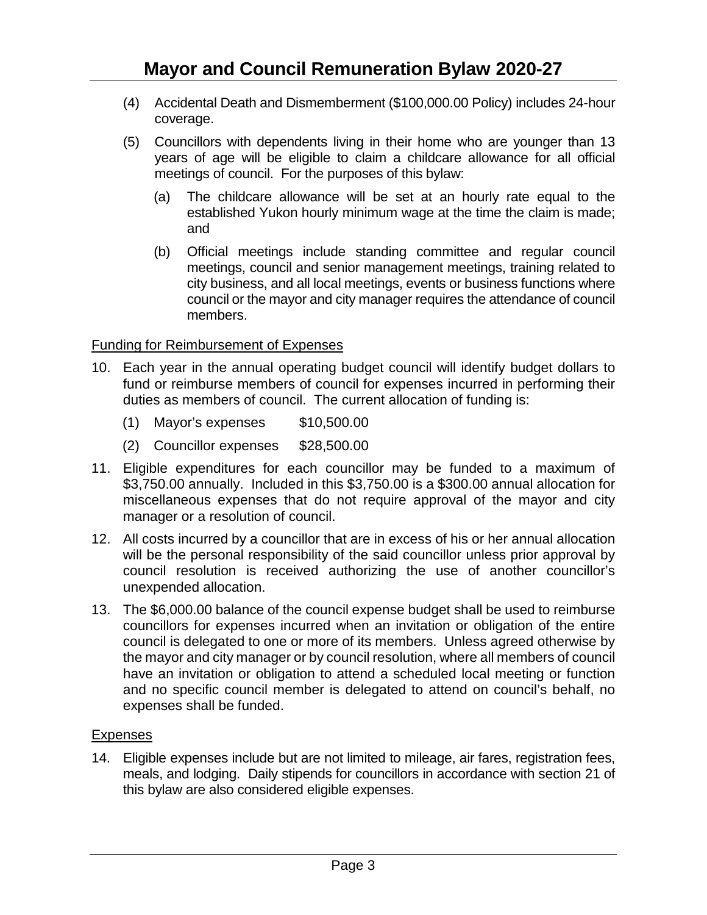(4) Accidental Death and Dismemberment ($100,000.00 Policy) includes 24-hour coverage.

(5) Councillors with dependents living in their home who are younger than 13 years of age will be eligible to claim a childcare allowance for all official meetings of council. For the purposes of this bylaw:

  (a) The childcare allowance will be set at an hourly rate equal to the established Yukon hourly minimum wage at the time the claim is made; and

  (b) Official meetings include standing committee and regular council meetings, council and senior management meetings, training related to city business, and all local meetings, events or business functions where council or the mayor and city manager requires the attendance of council members.

<u>Funding for Reimbursement of Expenses</u>

10. Each year in the annual operating budget council will identify budget dollars to fund or reimburse members of council for expenses incurred in performing their duties as members of council. The current allocation of funding is:

  (1) Mayor's expenses $10,500.00

  (2) Councillor expenses $28,500.00

11. Eligible expenditures for each councillor may be funded to a maximum of $3,750.00 annually. Included in this $3,750.00 is a $300.00 annual allocation for miscellaneous expenses that do not require approval of the mayor and city manager or a resolution of council.

12. All costs incurred by a councillor that are in excess of his or her annual allocation will be the personal responsibility of the said councillor unless prior approval by council resolution is received authorizing the use of another councillor's unexpended allocation.

13. The $6,000.00 balance of the council expense budget shall be used to reimburse councillors for expenses incurred when an invitation or obligation of the entire council is delegated to one or more of its members. Unless agreed otherwise by the mayor and city manager or by council resolution, where all members of council have an invitation or obligation to attend a scheduled local meeting or function and no specific council member is delegated to attend on council's behalf, no expenses shall be funded.

<u>Expenses</u>

14. Eligible expenses include but are not limited to mileage, air fares, registration fees, meals, and lodging. Daily stipends for councillors in accordance with section 21 of this bylaw are also considered eligible expenses.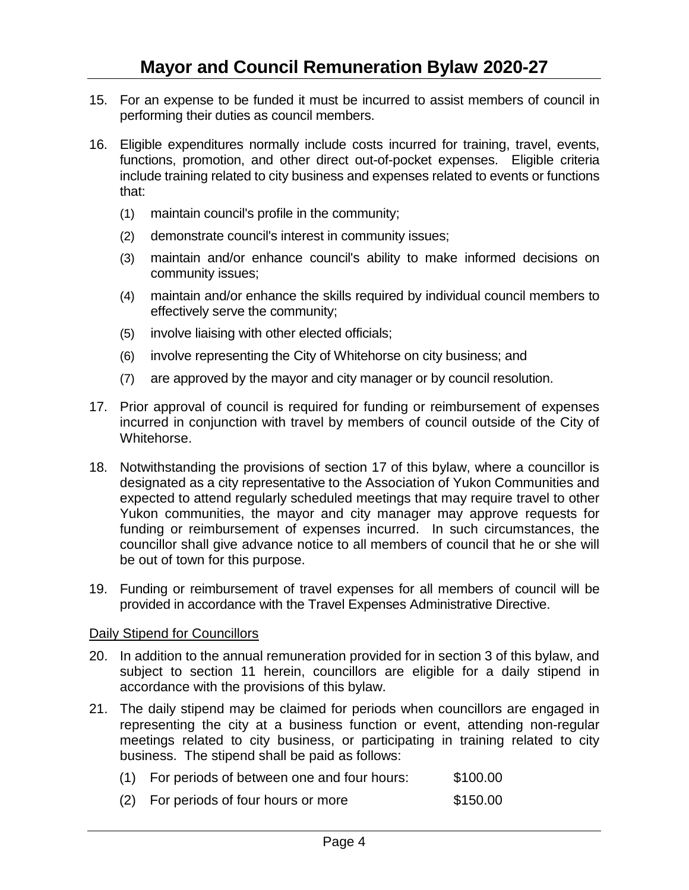15. For an expense to be funded it must be incurred to assist members of council in performing their duties as council members.

16. Eligible expenditures normally include costs incurred for training, travel, events, functions, promotion, and other direct out-of-pocket expenses. Eligible criteria include training related to city business and expenses related to events or functions that:

    (1) maintain council's profile in the community;

    (2) demonstrate council's interest in community issues;

    (3) maintain and/or enhance council's ability to make informed decisions on community issues;

    (4) maintain and/or enhance the skills required by individual council members to effectively serve the community;

    (5) involve liaising with other elected officials;

    (6) involve representing the City of Whitehorse on city business; and

    (7) are approved by the mayor and city manager or by council resolution.

17. Prior approval of council is required for funding or reimbursement of expenses incurred in conjunction with travel by members of council outside of the City of Whitehorse.

18. Notwithstanding the provisions of section 17 of this bylaw, where a councillor is designated as a city representative to the Association of Yukon Communities and expected to attend regularly scheduled meetings that may require travel to other Yukon communities, the mayor and city manager may approve requests for funding or reimbursement of expenses incurred. In such circumstances, the councillor shall give advance notice to all members of council that he or she will be out of town for this purpose.

19. Funding or reimbursement of travel expenses for all members of council will be provided in accordance with the Travel Expenses Administrative Directive.

<u>Daily Stipend for Councillors</u>

20. In addition to the annual remuneration provided for in section 3 of this bylaw, and subject to section 11 herein, councillors are eligible for a daily stipend in accordance with the provisions of this bylaw.

21. The daily stipend may be claimed for periods when councillors are engaged in representing the city at a business function or event, attending non-regular meetings related to city business, or participating in training related to city business. The stipend shall be paid as follows:

    (1) For periods of between one and four hours: $100.00

    (2) For periods of four hours or more $150.00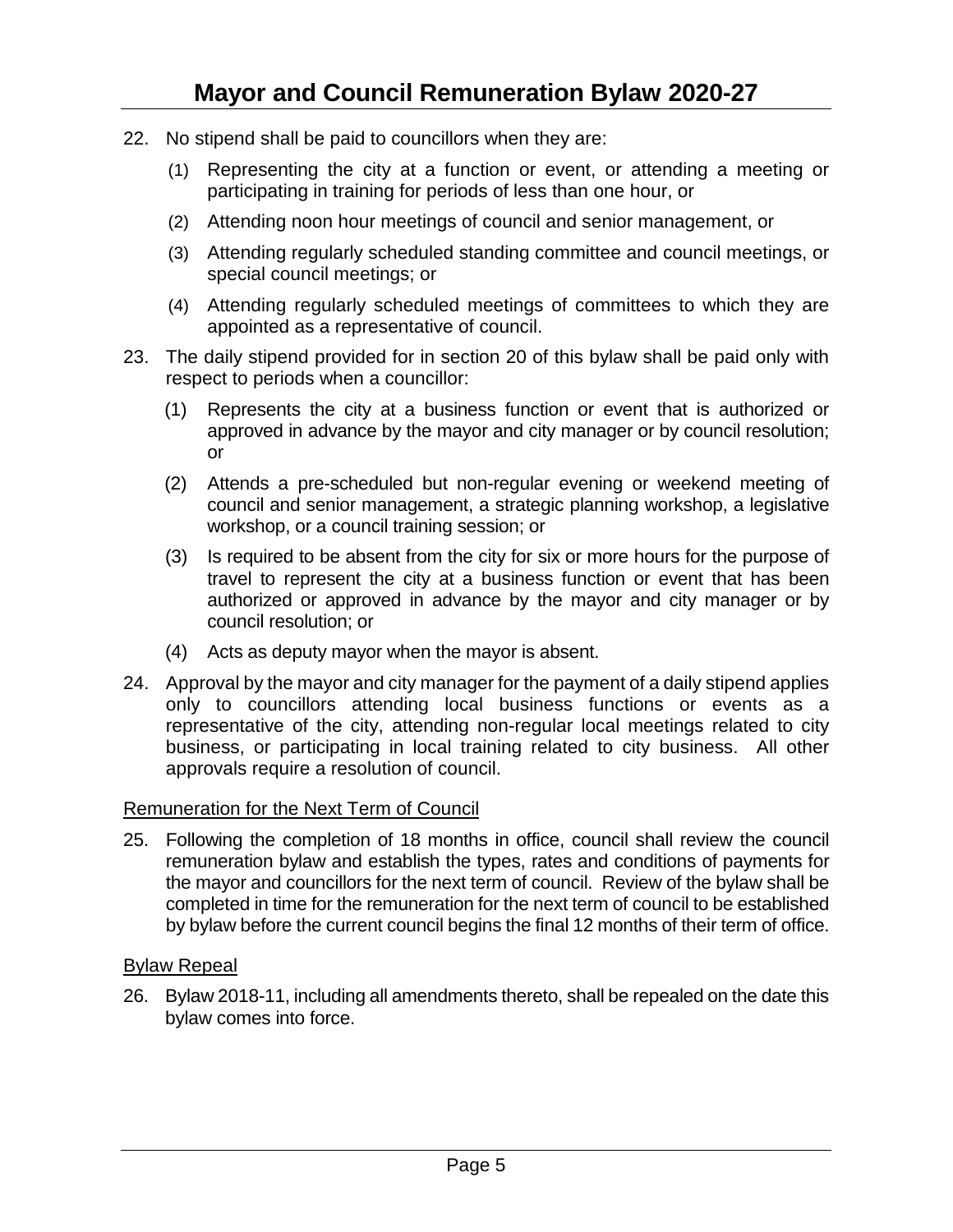22. No stipend shall be paid to councillors when they are:

    (1) Representing the city at a function or event, or attending a meeting or participating in training for periods of less than one hour, or

    (2) Attending noon hour meetings of council and senior management, or

    (3) Attending regularly scheduled standing committee and council meetings, or special council meetings; or

    (4) Attending regularly scheduled meetings of committees to which they are appointed as a representative of council.

23. The daily stipend provided for in section 20 of this bylaw shall be paid only with respect to periods when a councillor:

    (1) Represents the city at a business function or event that is authorized or approved in advance by the mayor and city manager or by council resolution; or

    (2) Attends a pre-scheduled but non-regular evening or weekend meeting of council and senior management, a strategic planning workshop, a legislative workshop, or a council training session; or

    (3) Is required to be absent from the city for six or more hours for the purpose of travel to represent the city at a business function or event that has been authorized or approved in advance by the mayor and city manager or by council resolution; or

    (4) Acts as deputy mayor when the mayor is absent.

24. Approval by the mayor and city manager for the payment of a daily stipend applies only to councillors attending local business functions or events as a representative of the city, attending non-regular local meetings related to city business, or participating in local training related to city business. All other approvals require a resolution of council.

<u>Remuneration for the Next Term of Council</u>

25. Following the completion of 18 months in office, council shall review the council remuneration bylaw and establish the types, rates and conditions of payments for the mayor and councillors for the next term of council. Review of the bylaw shall be completed in time for the remuneration for the next term of council to be established by bylaw before the current council begins the final 12 months of their term of office.

<u>Bylaw Repeal</u>

26. Bylaw 2018-11, including all amendments thereto, shall be repealed on the date this bylaw comes into force.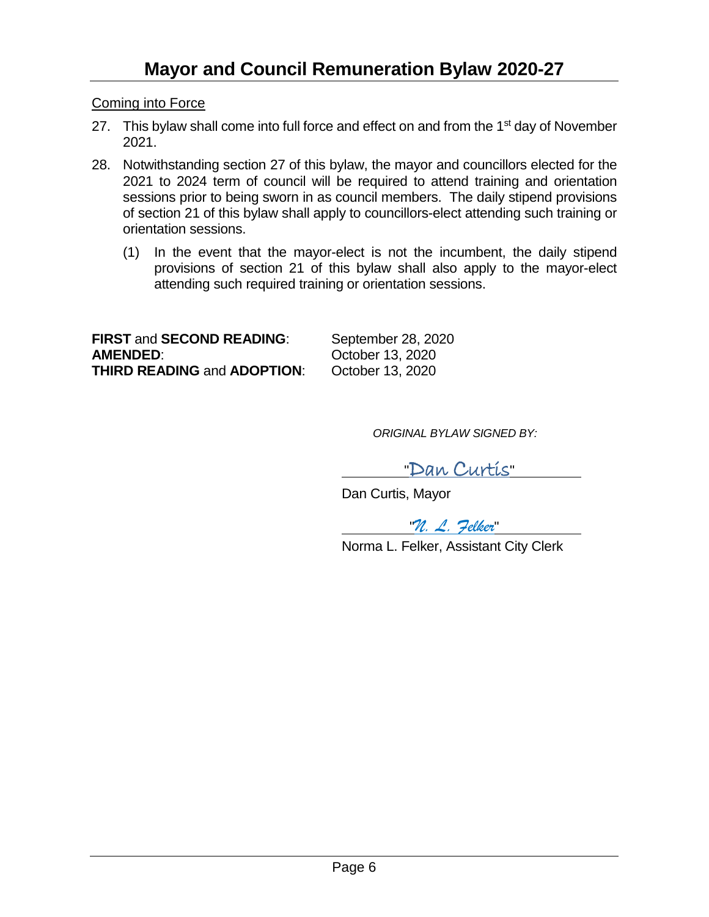# Mayor and Council Remuneration Bylaw 2020-27

Coming into Force

27. This bylaw shall come into full force and effect on and from the 1st day of November 2021.

28. Notwithstanding section 27 of this bylaw, the mayor and councillors elected for the 2021 to 2024 term of council will be required to attend training and orientation sessions prior to being sworn in as council members. The daily stipend provisions of section 21 of this bylaw shall apply to councillors-elect attending such training or orientation sessions.

    (1) In the event that the mayor-elect is not the incumbent, the daily stipend provisions of section 21 of this bylaw shall also apply to the mayor-elect attending such required training or orientation sessions.

| | |
|---|---|
| **FIRST** and **SECOND READING**: | September 28, 2020 |
| **AMENDED**: | October 13, 2020 |
| **THIRD READING** and **ADOPTION**: | October 13, 2020 |

*ORIGINAL BYLAW SIGNED BY:*

"Dan Curtis"

Dan Curtis, Mayor

"N. L. Felker"

Norma L. Felker, Assistant City Clerk